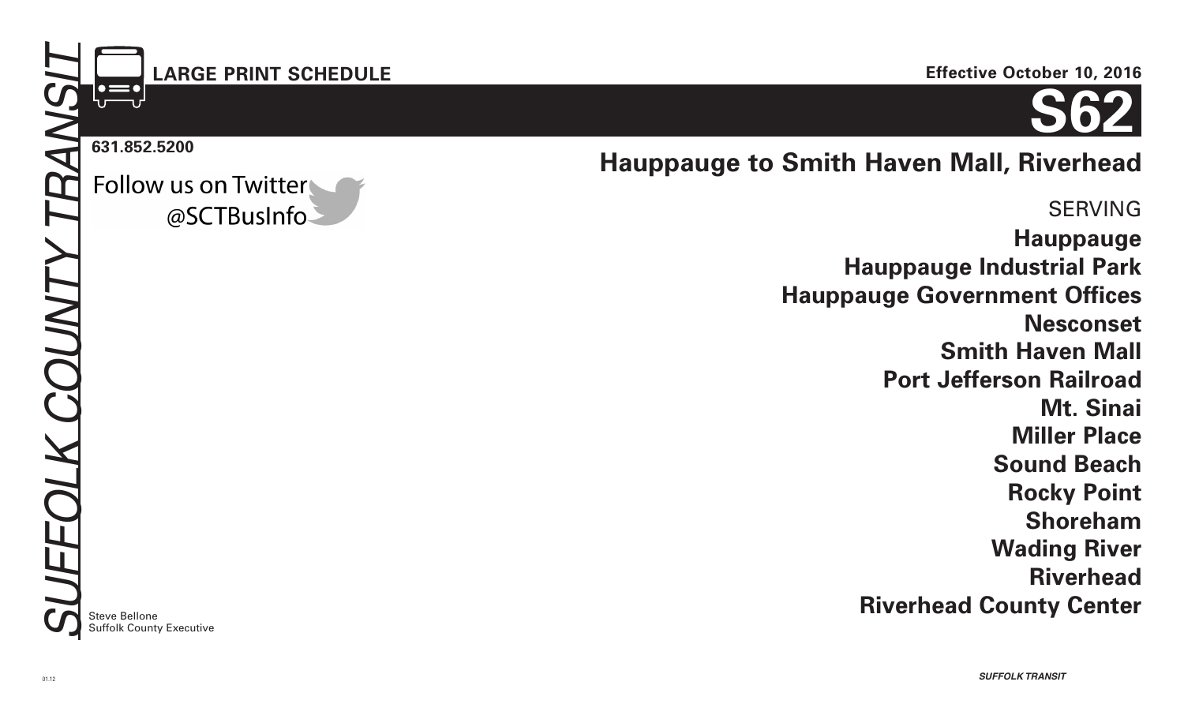SUFFOLK COUNTY TRANSIT

**LARGE PRINT SCHEDULE**

**Effective October 10, 2016**

# S62

**631.852.5200**

Follow us on Twitter @SCTBusInfo

## Hauppauge to Smith Haven Mall, Riverhead

SERVING

**Hauppauge**
**Hauppauge Industrial Park**
**Hauppauge Government Offices**
**Nesconset**
**Smith Haven Mall**
**Port Jefferson Railroad**
**Mt. Sinai**
**Miller Place**
**Sound Beach**
**Rocky Point**
**Shoreham**
**Wading River**
**Riverhead**
**Riverhead County Center**

Steve Bellone
Suffolk County Executive

01.12

*SUFFOLK TRANSIT*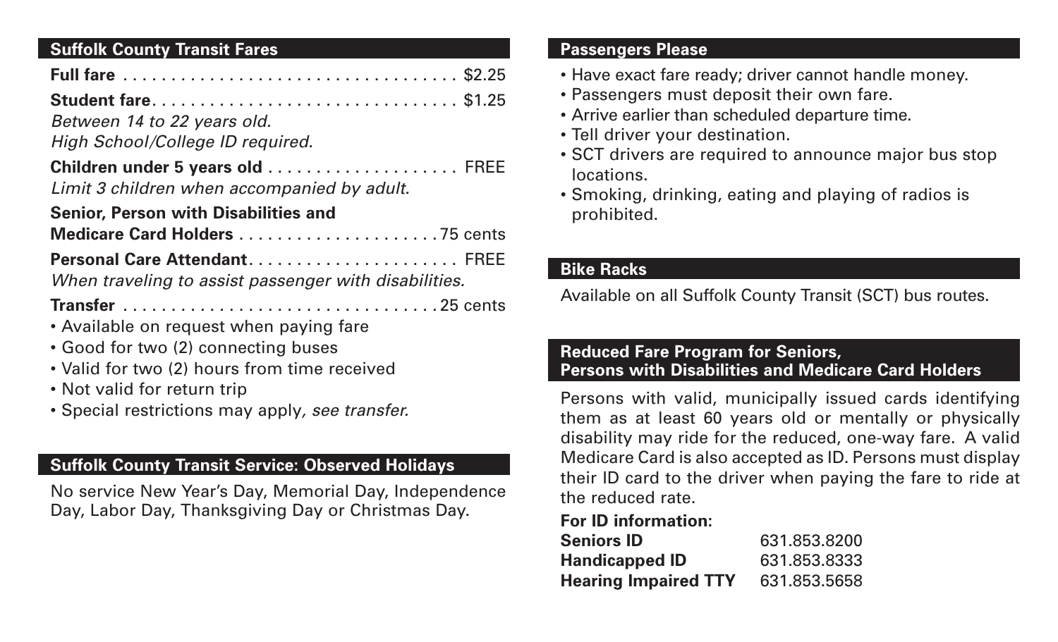## Suffolk County Transit Fares

**Full fare** . . . . . . . . . . . . . . . . . . . . . . . . . . . . . . . . . . . . $2.25

**Student fare**. . . . . . . . . . . . . . . . . . . . . . . . . . . . . . . . $1.25
*Between 14 to 22 years old.*
*High School/College ID required.*

**Children under 5 years old** . . . . . . . . . . . . . . . . . . . . FREE
*Limit 3 children when accompanied by adult.*

**Senior, Person with Disabilities and**
**Medicare Card Holders** . . . . . . . . . . . . . . . . . . . . .75 cents

**Personal Care Attendant**. . . . . . . . . . . . . . . . . . . . . . FREE
*When traveling to assist passenger with disabilities.*

**Transfer** . . . . . . . . . . . . . . . . . . . . . . . . . . . . . . . . .25 cents

- Available on request when paying fare
- Good for two (2) connecting buses
- Valid for two (2) hours from time received
- Not valid for return trip
- Special restrictions may apply*, see transfer.*

## Suffolk County Transit Service: Observed Holidays

No service New Year's Day, Memorial Day, Independence Day, Labor Day, Thanksgiving Day or Christmas Day.

## Passengers Please

- Have exact fare ready; driver cannot handle money.
- Passengers must deposit their own fare.
- Arrive earlier than scheduled departure time.
- Tell driver your destination.
- SCT drivers are required to announce major bus stop locations.
- Smoking, drinking, eating and playing of radios is prohibited.

## Bike Racks

Available on all Suffolk County Transit (SCT) bus routes.

## Reduced Fare Program for Seniors, Persons with Disabilities and Medicare Card Holders

Persons with valid, municipally issued cards identifying them as at least 60 years old or mentally or physically disability may ride for the reduced, one-way fare. A valid Medicare Card is also accepted as ID. Persons must display their ID card to the driver when paying the fare to ride at the reduced rate.

**For ID information:**

| | |
|---|---|
| **Seniors ID** | 631.853.8200 |
| **Handicapped ID** | 631.853.8333 |
| **Hearing Impaired TTY** | 631.853.5658 |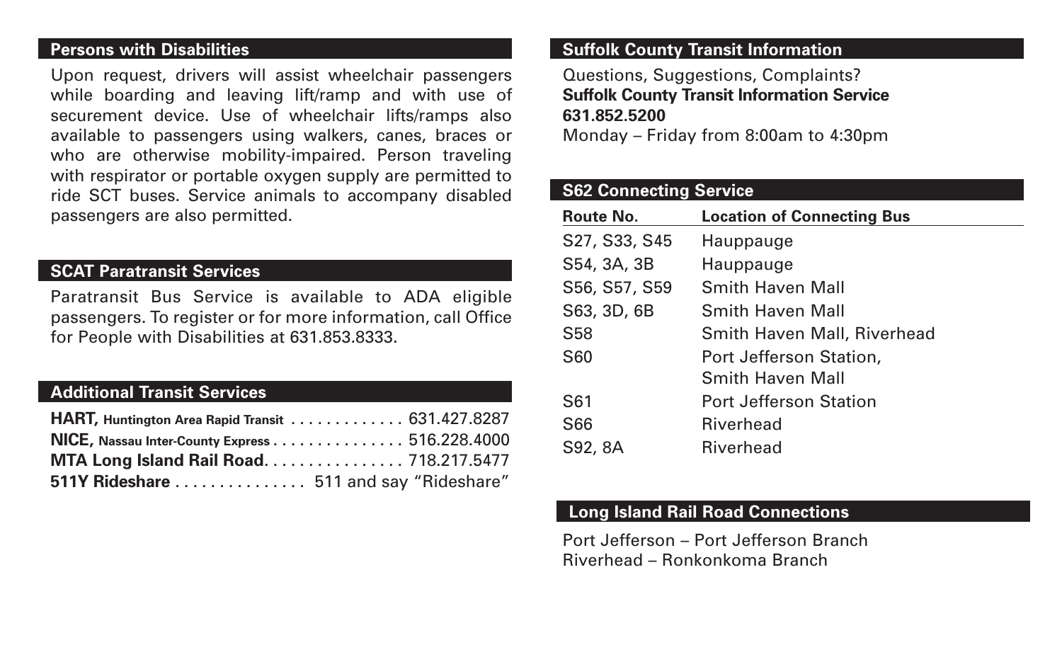## Persons with Disabilities

Upon request, drivers will assist wheelchair passengers while boarding and leaving lift/ramp and with use of securement device. Use of wheelchair lifts/ramps also available to passengers using walkers, canes, braces or who are otherwise mobility-impaired. Person traveling with respirator or portable oxygen supply are permitted to ride SCT buses. Service animals to accompany disabled passengers are also permitted.

## SCAT Paratransit Services

Paratransit Bus Service is available to ADA eligible passengers. To register or for more information, call Office for People with Disabilities at 631.853.8333.

## Additional Transit Services

**HART,** **Huntington Area Rapid Transit** . . . . . . . . . . . . . 631.427.8287
**NICE,** **Nassau Inter-County Express** . . . . . . . . . . . . . . . 516.228.4000
**MTA Long Island Rail Road**. . . . . . . . . . . . . . . . 718.217.5477
**511Y Rideshare** . . . . . . . . . . . . . . . 511 and say "Rideshare"

## Suffolk County Transit Information

Questions, Suggestions, Complaints?
**Suffolk County Transit Information Service**
**631.852.5200**
Monday – Friday from 8:00am to 4:30pm

## S62 Connecting Service

| Route No. | Location of Connecting Bus |
|---|---|
| S27, S33, S45 | Hauppauge |
| S54, 3A, 3B | Hauppauge |
| S56, S57, S59 | Smith Haven Mall |
| S63, 3D, 6B | Smith Haven Mall |
| S58 | Smith Haven Mall, Riverhead |
| S60 | Port Jefferson Station, Smith Haven Mall |
| S61 | Port Jefferson Station |
| S66 | Riverhead |
| S92, 8A | Riverhead |

## Long Island Rail Road Connections

Port Jefferson – Port Jefferson Branch
Riverhead – Ronkonkoma Branch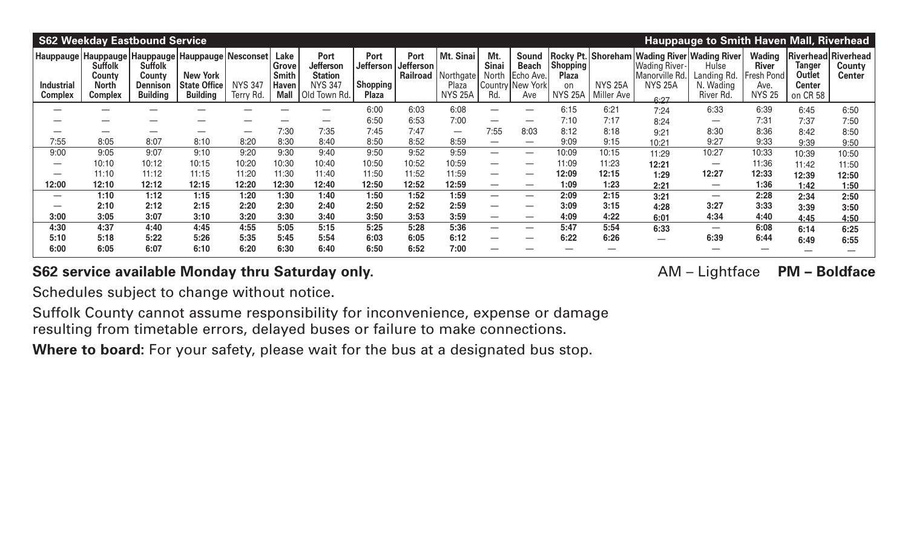## S62 Weekday Eastbound Service — Hauppauge to Smith Haven Mall, Riverhead

| Hauppauge Industrial Complex | Hauppauge Suffolk County North Complex | Hauppauge Suffolk County Dennison Building | Hauppauge New York State Office Building | Nesconset NYS 347 Terry Rd. | Lake Grove Smith Haven Mall | Port Jefferson Station NYS 347 Old Town Rd. | Port Jefferson Shopping Plaza | Port Jefferson Railroad | Mt. Sinai Northgate Plaza NYS 25A | Mt. Sinai North Country Rd. | Sound Beach Echo Ave. New York Ave | Rocky Pt. Shopping Plaza on NYS 25A | Shoreham NYS 25A Miller Ave | Wading River Wading River-Manorville Rd. NYS 25A | Wading River Hulse Landing Rd. N. Wading River Rd. | Wading River Fresh Pond Ave. NYS 25 | Riverhead Tanger Outlet Center on CR 58 | Riverhead County Center |
|---|---|---|---|---|---|---|---|---|---|---|---|---|---|---|---|---|---|---|
| — | — | — | — | — | — | — | 6:00 | 6:03 | 6:08 | — | — | 6:15 | 6:21 | 6:27 | 6:33 | 6:39 | 6:45 | 6:50 |
| — | — | — | — | — | — | — | 6:50 | 6:53 | 7:00 | — | — | 7:10 | 7:17 | 7:24 | — | 7:31 | 7:37 | 7:50 |
| — | — | — | — | — | 7:30 | 7:35 | 7:45 | 7:47 | — | 7:55 | 8:03 | 8:12 | 8:18 | 8:24 | 8:30 | 8:36 | 8:42 | 8:50 |
| 7:55 | 8:05 | 8:07 | 8:10 | 8:20 | 8:30 | 8:40 | 8:50 | 8:52 | 8:59 | — | — | 9:09 | 9:15 | 9:21 | 9:27 | 9:33 | 9:39 | 9:50 |
| 9:00 | 9:05 | 9:07 | 9:10 | 9:20 | 9:30 | 9:40 | 9:50 | 9:52 | 9:59 | — | — | 10:09 | 10:15 | 10:21 | 10:27 | 10:33 | 10:39 | 10:50 |
| — | 10:10 | 10:12 | 10:15 | 10:20 | 10:30 | 10:40 | 10:50 | 10:52 | 10:59 | — | — | 11:09 | 11:23 | 11:29 | — | 11:36 | 11:42 | 11:50 |
| — | 11:10 | 11:12 | 11:15 | 11:20 | 11:30 | 11:40 | 11:50 | 11:52 | 11:59 | — | — | **12:09** | **12:15** | **12:21** | **12:27** | **12:33** | **12:39** | **12:50** |
| **12:00** | **12:10** | **12:12** | **12:15** | **12:20** | **12:30** | **12:40** | **12:50** | **12:52** | **12:59** | — | — | **1:09** | **1:23** | **1:29** | — | **1:36** | **1:42** | **1:50** |
| — | **1:10** | **1:12** | **1:15** | **1:20** | **1:30** | **1:40** | **1:50** | **1:52** | **1:59** | — | — | **2:09** | **2:15** | **2:21** | — | **2:28** | **2:34** | **2:50** |
| — | **2:10** | **2:12** | **2:15** | **2:20** | **2:30** | **2:40** | **2:50** | **2:52** | **2:59** | — | — | **3:09** | **3:15** | **3:21** | **3:27** | **3:33** | **3:39** | **3:50** |
| **3:00** | **3:05** | **3:07** | **3:10** | **3:20** | **3:30** | **3:40** | **3:50** | **3:53** | **3:59** | — | — | **4:09** | **4:22** | **4:28** | **4:34** | **4:40** | **4:45** | **4:50** |
| **4:30** | **4:37** | **4:40** | **4:45** | **4:55** | **5:05** | **5:15** | **5:25** | **5:28** | **5:36** | — | — | **5:47** | **5:54** | **6:01** | — | **6:08** | **6:14** | **6:25** |
| **5:10** | **5:18** | **5:22** | **5:26** | **5:35** | **5:45** | **5:54** | **6:03** | **6:05** | **6:12** | — | — | **6:22** | **6:26** | **6:33** | **6:39** | **6:44** | **6:49** | **6:55** |
| **6:00** | **6:05** | **6:07** | **6:10** | **6:20** | **6:30** | **6:40** | **6:50** | **6:52** | **7:00** | — | — | — | — | — | — | — | — | — |

**S62 service available Monday thru Saturday only.**

AM – Lightface **PM – Boldface**

Schedules subject to change without notice.

Suffolk County cannot assume responsibility for inconvenience, expense or damage resulting from timetable errors, delayed buses or failure to make connections.

**Where to board:** For your safety, please wait for the bus at a designated bus stop.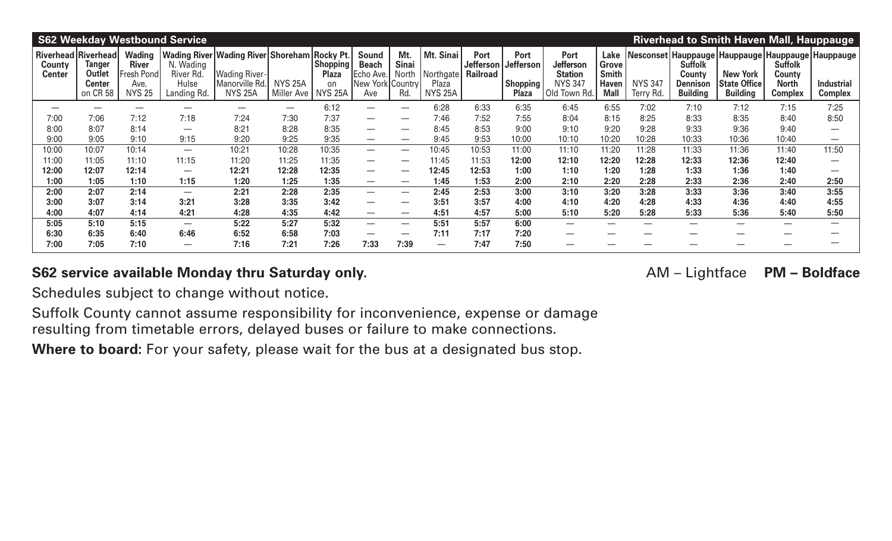| **S62 Weekday Westbound Service** | | | | | | | | | | | | | | | | | | | **Riverhead to Smith Haven Mall, Hauppauge** |
|---|---|---|---|---|---|---|---|---|---|---|---|---|---|---|---|---|---|---|---|
| **Riverhead County Center** | **Riverhead Tanger Outlet Center** on CR 58 | **Wading River** Fresh Pond Ave. NYS 25 | **Wading River** N. Wading River Rd. Hulse Landing Rd. | **Wading River** Wading River-Manorville Rd. NYS 25A | **Shoreham** NYS 25A Miller Ave | **Rocky Pt. Shopping Plaza** on NYS 25A | **Sound Beach** Echo Ave. New York Ave | **Mt. Sinai** North Country Rd. | **Mt. Sinai** Northgate Plaza NYS 25A | **Port Jefferson Railroad** | **Port Jefferson Shopping Plaza** | **Port Jefferson Station** NYS 347 Old Town Rd. | **Lake Grove Smith Haven Mall** | **Nesconset** NYS 347 Terry Rd. | **Hauppauge Suffolk County Dennison Building** | **Hauppauge New York State Office Building** | **Hauppauge Suffolk County North Complex** | **Hauppauge Industrial Complex** |
| — | — | — | — | — | — | 6:12 | — | — | 6:28 | 6:33 | 6:35 | 6:45 | 6:55 | 7:02 | 7:10 | 7:12 | 7:15 | 7:25 |
| 7:00 | 7:06 | 7:12 | 7:18 | 7:24 | 7:30 | 7:37 | — | — | 7:46 | 7:52 | 7:55 | 8:04 | 8:15 | 8:25 | 8:33 | 8:35 | 8:40 | 8:50 |
| 8:00 | 8:07 | 8:14 | — | 8:21 | 8:28 | 8:35 | — | — | 8:45 | 8:53 | 9:00 | 9:10 | 9:20 | 9:28 | 9:33 | 9:36 | 9:40 | — |
| 9:00 | 9:05 | 9:10 | 9:15 | 9:20 | 9:25 | 9:35 | — | — | 9:45 | 9:53 | 10:00 | 10:10 | 10:20 | 10:28 | 10:33 | 10:36 | 10:40 | — |
| 10:00 | 10:07 | 10:14 | — | 10:21 | 10:28 | 10:35 | — | — | 10:45 | 10:53 | 11:00 | 11:10 | 11:20 | 11:28 | 11:33 | 11:36 | 11:40 | 11:50 |
| 11:00 | 11:05 | 11:10 | 11:15 | 11:20 | 11:25 | 11:35 | — | — | 11:45 | 11:53 | **12:00** | **12:10** | **12:20** | **12:28** | **12:33** | **12:36** | **12:40** | — |
| **12:00** | **12:07** | **12:14** | — | **12:21** | **12:28** | **12:35** | — | — | **12:45** | **12:53** | **1:00** | **1:10** | **1:20** | **1:28** | **1:33** | **1:36** | **1:40** | — |
| **1:00** | **1:05** | **1:10** | **1:15** | **1:20** | **1:25** | **1:35** | — | — | **1:45** | **1:53** | **2:00** | **2:10** | **2:20** | **2:28** | **2:33** | **2:36** | **2:40** | **2:50** |
| **2:00** | **2:07** | **2:14** | — | **2:21** | **2:28** | **2:35** | — | — | **2:45** | **2:53** | **3:00** | **3:10** | **3:20** | **3:28** | **3:33** | **3:36** | **3:40** | **3:55** |
| **3:00** | **3:07** | **3:14** | **3:21** | **3:28** | **3:35** | **3:42** | — | — | **3:51** | **3:57** | **4:00** | **4:10** | **4:20** | **4:28** | **4:33** | **4:36** | **4:40** | **4:55** |
| **4:00** | **4:07** | **4:14** | **4:21** | **4:28** | **4:35** | **4:42** | — | — | **4:51** | **4:57** | **5:00** | **5:10** | **5:20** | **5:28** | **5:33** | **5:36** | **5:40** | **5:50** |
| **5:05** | **5:10** | **5:15** | — | **5:22** | **5:27** | **5:32** | — | — | **5:51** | **5:57** | **6:00** | — | — | — | — | — | — | — |
| **6:30** | **6:35** | **6:40** | **6:46** | **6:52** | **6:58** | **7:03** | — | — | **7:11** | **7:17** | **7:20** | — | — | — | — | — | — | — |
| **7:00** | **7:05** | **7:10** | — | **7:16** | **7:21** | **7:26** | **7:33** | **7:39** | — | **7:47** | **7:50** | — | — | — | — | — | — | — |

**S62 service available Monday thru Saturday only.**

AM – Lightface **PM – Boldface**

Schedules subject to change without notice.

Suffolk County cannot assume responsibility for inconvenience, expense or damage resulting from timetable errors, delayed buses or failure to make connections.

**Where to board:** For your safety, please wait for the bus at a designated bus stop.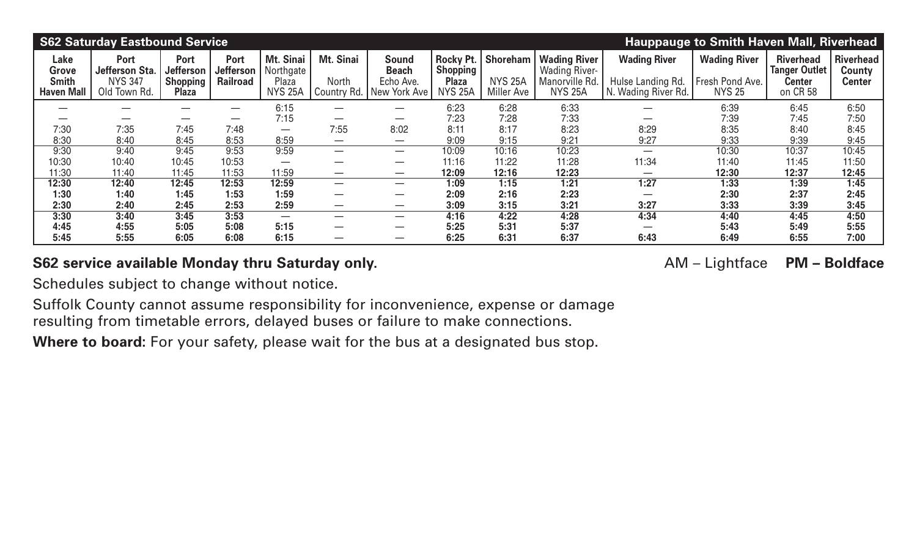| S62 Saturday Eastbound Service | | | | | | | | | | | Hauppauge to Smith Haven Mall, Riverhead | | |
|---|---|---|---|---|---|---|---|---|---|---|---|---|---|
| **Lake Grove Smith Haven Mall** | **Port Jefferson Sta.** NYS 347 Old Town Rd. | **Port Jefferson Shopping Plaza** | **Port Jefferson Railroad** | **Mt. Sinai** Northgate Plaza NYS 25A | **Mt. Sinai** North Country Rd. | **Sound Beach** Echo Ave. New York Ave | **Rocky Pt. Shopping Plaza** NYS 25A | **Shoreham** NYS 25A Miller Ave | **Wading River** Wading River-Manorville Rd. NYS 25A | **Wading River** Hulse Landing Rd. N. Wading River Rd. | **Wading River** Fresh Pond Ave. NYS 25 | **Riverhead Tanger Outlet Center** on CR 58 | **Riverhead County Center** |
| — | — | — | — | 6:15 | — | — | 6:23 | 6:28 | 6:33 | — | 6:39 | 6:45 | 6:50 |
| — | — | — | — | 7:15 | — | — | 7:23 | 7:28 | 7:33 | — | 7:39 | 7:45 | 7:50 |
| 7:30 | 7:35 | 7:45 | 7:48 | — | 7:55 | 8:02 | 8:11 | 8:17 | 8:23 | 8:29 | 8:35 | 8:40 | 8:45 |
| 8:30 | 8:40 | 8:45 | 8:53 | 8:59 | — | — | 9:09 | 9:15 | 9:21 | 9:27 | 9:33 | 9:39 | 9:45 |
| 9:30 | 9:40 | 9:45 | 9:53 | 9:59 | — | — | 10:09 | 10:16 | 10:23 | — | 10:30 | 10:37 | 10:45 |
| 10:30 | 10:40 | 10:45 | 10:53 | — | — | — | 11:16 | 11:22 | 11:28 | 11:34 | 11:40 | 11:45 | 11:50 |
| 11:30 | 11:40 | 11:45 | 11:53 | 11:59 | — | — | **12:09** | **12:16** | **12:23** | — | **12:30** | **12:37** | **12:45** |
| **12:30** | **12:40** | **12:45** | **12:53** | **12:59** | — | — | **1:09** | **1:15** | **1:21** | **1:27** | **1:33** | **1:39** | **1:45** |
| **1:30** | **1:40** | **1:45** | **1:53** | **1:59** | — | — | **2:09** | **2:16** | **2:23** | — | **2:30** | **2:37** | **2:45** |
| **2:30** | **2:40** | **2:45** | **2:53** | **2:59** | — | — | **3:09** | **3:15** | **3:21** | **3:27** | **3:33** | **3:39** | **3:45** |
| **3:30** | **3:40** | **3:45** | **3:53** | — | — | — | **4:16** | **4:22** | **4:28** | **4:34** | **4:40** | **4:45** | **4:50** |
| **4:45** | **4:55** | **5:05** | **5:08** | **5:15** | — | — | **5:25** | **5:31** | **5:37** | — | **5:43** | **5:49** | **5:55** |
| **5:45** | **5:55** | **6:05** | **6:08** | **6:15** | — | — | **6:25** | **6:31** | **6:37** | **6:43** | **6:49** | **6:55** | **7:00** |

**S62 service available Monday thru Saturday only.**

AM – Lightface **PM – Boldface**

Schedules subject to change without notice.

Suffolk County cannot assume responsibility for inconvenience, expense or damage resulting from timetable errors, delayed buses or failure to make connections.

**Where to board:** For your safety, please wait for the bus at a designated bus stop.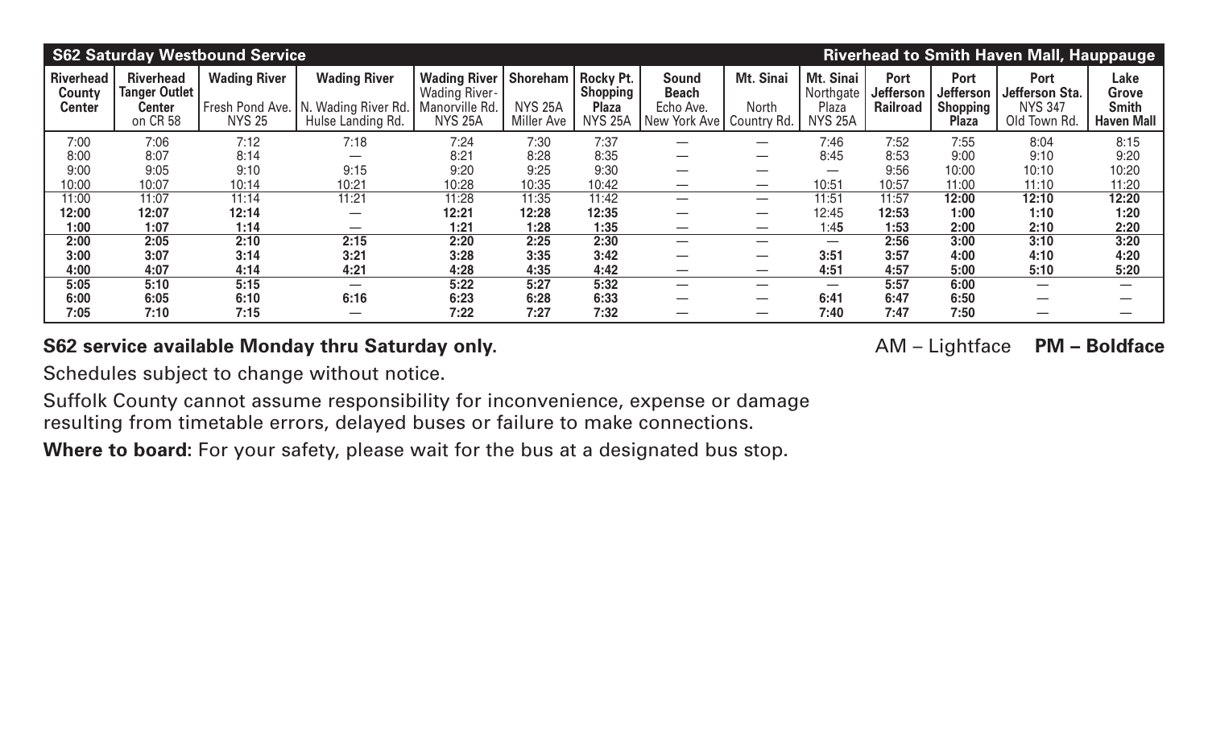| **S62 Saturday Westbound Service** | | | | | | | | | | | | | **Riverhead to Smith Haven Mall, Hauppauge** |
|---|---|---|---|---|---|---|---|---|---|---|---|---|---|
| **Riverhead County Center** | **Riverhead Tanger Outlet Center** on CR 58 | **Wading River** Fresh Pond Ave. NYS 25 | **Wading River** N. Wading River Rd. Hulse Landing Rd. | **Wading River** Wading River-Manorville Rd. NYS 25A | **Shoreham** NYS 25A Miller Ave | **Rocky Pt. Shopping Plaza** NYS 25A | **Sound Beach** Echo Ave. New York Ave | **Mt. Sinai** North Country Rd. | **Mt. Sinai** Northgate Plaza NYS 25A | **Port Jefferson Railroad** | **Port Jefferson Shopping Plaza** | **Port Jefferson Sta.** NYS 347 Old Town Rd. | **Lake Grove Smith Haven Mall** |
| 7:00 | 7:06 | 7:12 | 7:18 | 7:24 | 7:30 | 7:37 | — | — | 7:46 | 7:52 | 7:55 | 8:04 | 8:15 |
| 8:00 | 8:07 | 8:14 | — | 8:21 | 8:28 | 8:35 | — | — | 8:45 | 8:53 | 9:00 | 9:10 | 9:20 |
| 9:00 | 9:05 | 9:10 | 9:15 | 9:20 | 9:25 | 9:30 | — | — | — | 9:56 | 10:00 | 10:10 | 10:20 |
| 10:00 | 10:07 | 10:14 | 10:21 | 10:28 | 10:35 | 10:42 | — | — | 10:51 | 10:57 | 11:00 | 11:10 | 11:20 |
| 11:00 | 11:07 | 11:14 | 11:21 | 11:28 | 11:35 | 11:42 | — | — | 11:51 | 11:57 | **12:00** | **12:10** | **12:20** |
| **12:00** | **12:07** | **12:14** | — | **12:21** | **12:28** | **12:35** | — | — | 12:45 | **12:53** | **1:00** | **1:10** | **1:20** |
| **1:00** | **1:07** | **1:14** | — | **1:21** | **1:28** | **1:35** | — | — | 1:45 | **1:53** | **2:00** | **2:10** | **2:20** |
| **2:00** | **2:05** | **2:10** | **2:15** | **2:20** | **2:25** | **2:30** | — | — | — | **2:56** | **3:00** | **3:10** | **3:20** |
| **3:00** | **3:07** | **3:14** | **3:21** | **3:28** | **3:35** | **3:42** | — | — | **3:51** | **3:57** | **4:00** | **4:10** | **4:20** |
| **4:00** | **4:07** | **4:14** | **4:21** | **4:28** | **4:35** | **4:42** | — | — | **4:51** | **4:57** | **5:00** | **5:10** | **5:20** |
| **5:05** | **5:10** | **5:15** | — | **5:22** | **5:27** | **5:32** | — | — | — | **5:57** | **6:00** | — | — |
| **6:00** | **6:05** | **6:10** | **6:16** | **6:23** | **6:28** | **6:33** | — | — | **6:41** | **6:47** | **6:50** | — | — |
| **7:05** | **7:10** | **7:15** | — | **7:22** | **7:27** | **7:32** | — | — | **7:40** | **7:47** | **7:50** | — | — |

**S62 service available Monday thru Saturday only.**

AM – Lightface **PM – Boldface**

Schedules subject to change without notice.

Suffolk County cannot assume responsibility for inconvenience, expense or damage resulting from timetable errors, delayed buses or failure to make connections.

**Where to board:** For your safety, please wait for the bus at a designated bus stop.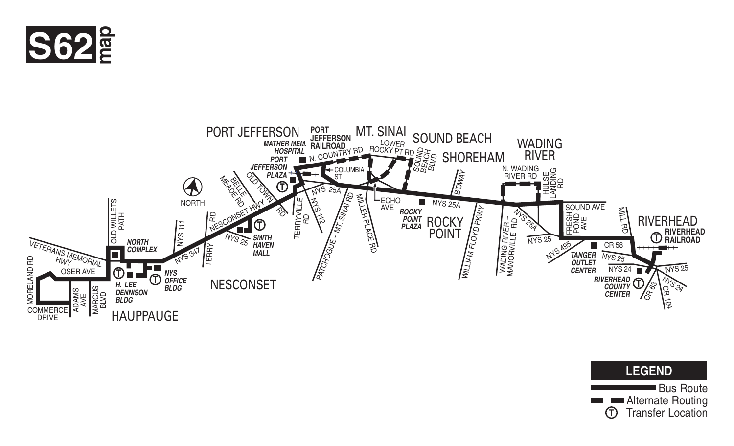# S62 map

PORT JEFFERSON

MT. SINAI

SOUND BEACH

SHOREHAM

WADING RIVER

ROCKY POINT

RIVERHEAD

NESCONSET

HAUPPAUGE

NORTH

PORT JEFFERSON RAILROAD

MATHER MEM. HOSPITAL

PORT JEFFERSON PLAZA

N. COUNTRY RD

LOWER ROCKY PT RD

SOUND BEACH BLVD

COLUMBIA ST

ECHO AVE

ROCKY POINT PLAZA

NYS 25A

B'DWAY

N. WADING RIVER RD

HULSE LANDING RD

SOUND AVE

FRESH POND AVE

MILL RD

RIVERHEAD RAILROAD

CR 58

TANGER OUTLET CENTER

NYS 25

NYS 24

RIVERHEAD COUNTY CENTER

CR 63

CR 104

NYS 495

WADING RIVER – MANORVILLE RD

WILLIAM FLOYD PKWY

MILLER PLACE RD

PATCHOGUE – MT. SINAI RD

NYS 112

TERRYVILLE RD

OLD TOWN RD

BELLE MEADE RD

NESCONSET HWY

SMITH HAVEN MALL

TERRY RD

NYS 111

NYS 347

NORTH COMPLEX

OLD WILLETS PATH

VETERANS MEMORIAL HWY

OSER AVE

H. LEE DENNISON BLDG

NYS OFFICE BLDG

MARCUS BLVD

ADAMS AVE

MORELAND RD

COMMERCE DRIVE

**LEGEND**

Bus Route

Alternate Routing

Ⓣ Transfer Location